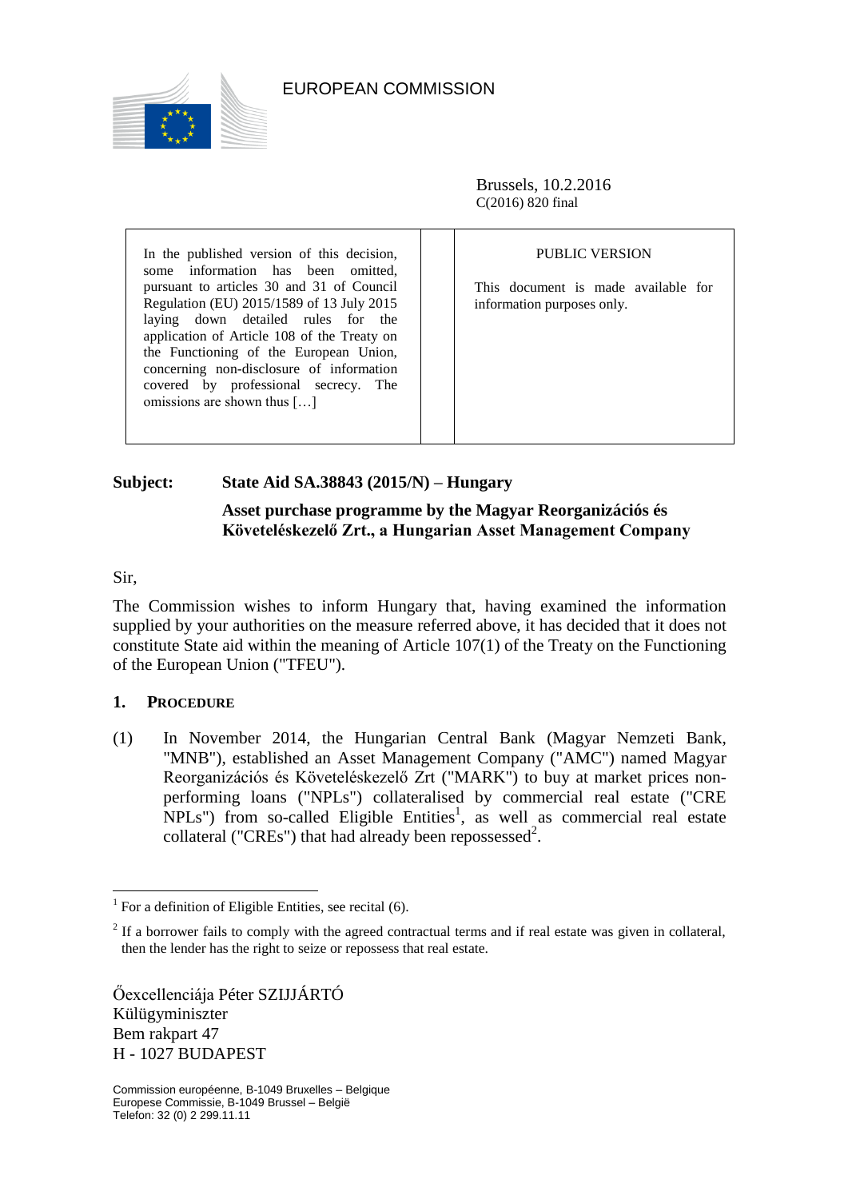EUROPEAN COMMISSION

Brussels, 10.2.2016
C(2016) 820 final

| In the published version of this decision, some information has been omitted, pursuant to articles 30 and 31 of Council Regulation (EU) 2015/1589 of 13 July 2015 laying down detailed rules for the application of Article 108 of the Treaty on the Functioning of the European Union, concerning non-disclosure of information covered by professional secrecy. The omissions are shown thus […] | PUBLIC VERSION<br><br>This document is made available for information purposes only. |
|---|---|

**Subject: State Aid SA.38843 (2015/N) – Hungary**

**Asset purchase programme by the Magyar Reorganizációs és Követeléskezelő Zrt., a Hungarian Asset Management Company**

Sir,

The Commission wishes to inform Hungary that, having examined the information supplied by your authorities on the measure referred above, it has decided that it does not constitute State aid within the meaning of Article 107(1) of the Treaty on the Functioning of the European Union ("TFEU").

## 1. PROCEDURE

(1) In November 2014, the Hungarian Central Bank (Magyar Nemzeti Bank, "MNB"), established an Asset Management Company ("AMC") named Magyar Reorganizációs és Követeléskezelő Zrt ("MARK") to buy at market prices non-performing loans ("NPLs") collateralised by commercial real estate ("CRE NPLs") from so-called Eligible Entities[1], as well as commercial real estate collateral ("CREs") that had already been repossessed[2].

[1] For a definition of Eligible Entities, see recital (6).

[2] If a borrower fails to comply with the agreed contractual terms and if real estate was given in collateral, then the lender has the right to seize or repossess that real estate.

Őexcellenciája Péter SZIJJÁRTÓ
Külügyminiszter
Bem rakpart 47
H - 1027 BUDAPEST

Commission européenne, B-1049 Bruxelles – Belgique
Europese Commissie, B-1049 Brussel – België
Telefon: 32 (0) 2 299.11.11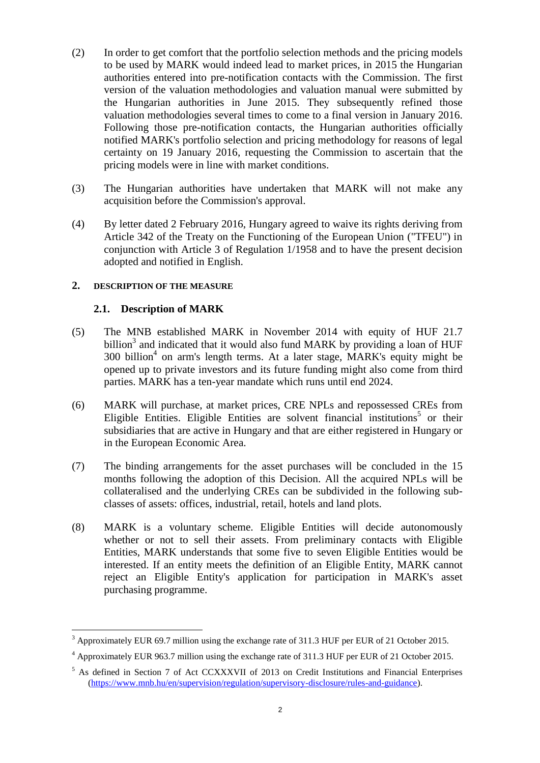(2) In order to get comfort that the portfolio selection methods and the pricing models to be used by MARK would indeed lead to market prices, in 2015 the Hungarian authorities entered into pre-notification contacts with the Commission. The first version of the valuation methodologies and valuation manual were submitted by the Hungarian authorities in June 2015. They subsequently refined those valuation methodologies several times to come to a final version in January 2016. Following those pre-notification contacts, the Hungarian authorities officially notified MARK's portfolio selection and pricing methodology for reasons of legal certainty on 19 January 2016, requesting the Commission to ascertain that the pricing models were in line with market conditions.

(3) The Hungarian authorities have undertaken that MARK will not make any acquisition before the Commission's approval.

(4) By letter dated 2 February 2016, Hungary agreed to waive its rights deriving from Article 342 of the Treaty on the Functioning of the European Union ("TFEU") in conjunction with Article 3 of Regulation 1/1958 and to have the present decision adopted and notified in English.

## 2. DESCRIPTION OF THE MEASURE

### 2.1. Description of MARK

(5) The MNB established MARK in November 2014 with equity of HUF 21.7 billion[3] and indicated that it would also fund MARK by providing a loan of HUF 300 billion[4] on arm's length terms. At a later stage, MARK's equity might be opened up to private investors and its future funding might also come from third parties. MARK has a ten-year mandate which runs until end 2024.

(6) MARK will purchase, at market prices, CRE NPLs and repossessed CREs from Eligible Entities. Eligible Entities are solvent financial institutions[5] or their subsidiaries that are active in Hungary and that are either registered in Hungary or in the European Economic Area.

(7) The binding arrangements for the asset purchases will be concluded in the 15 months following the adoption of this Decision. All the acquired NPLs will be collateralised and the underlying CREs can be subdivided in the following sub-classes of assets: offices, industrial, retail, hotels and land plots.

(8) MARK is a voluntary scheme. Eligible Entities will decide autonomously whether or not to sell their assets. From preliminary contacts with Eligible Entities, MARK understands that some five to seven Eligible Entities would be interested. If an entity meets the definition of an Eligible Entity, MARK cannot reject an Eligible Entity's application for participation in MARK's asset purchasing programme.

---

[3] Approximately EUR 69.7 million using the exchange rate of 311.3 HUF per EUR of 21 October 2015.

[4] Approximately EUR 963.7 million using the exchange rate of 311.3 HUF per EUR of 21 October 2015.

[5] As defined in Section 7 of Act CCXXXVII of 2013 on Credit Institutions and Financial Enterprises (https://www.mnb.hu/en/supervision/regulation/supervisory-disclosure/rules-and-guidance).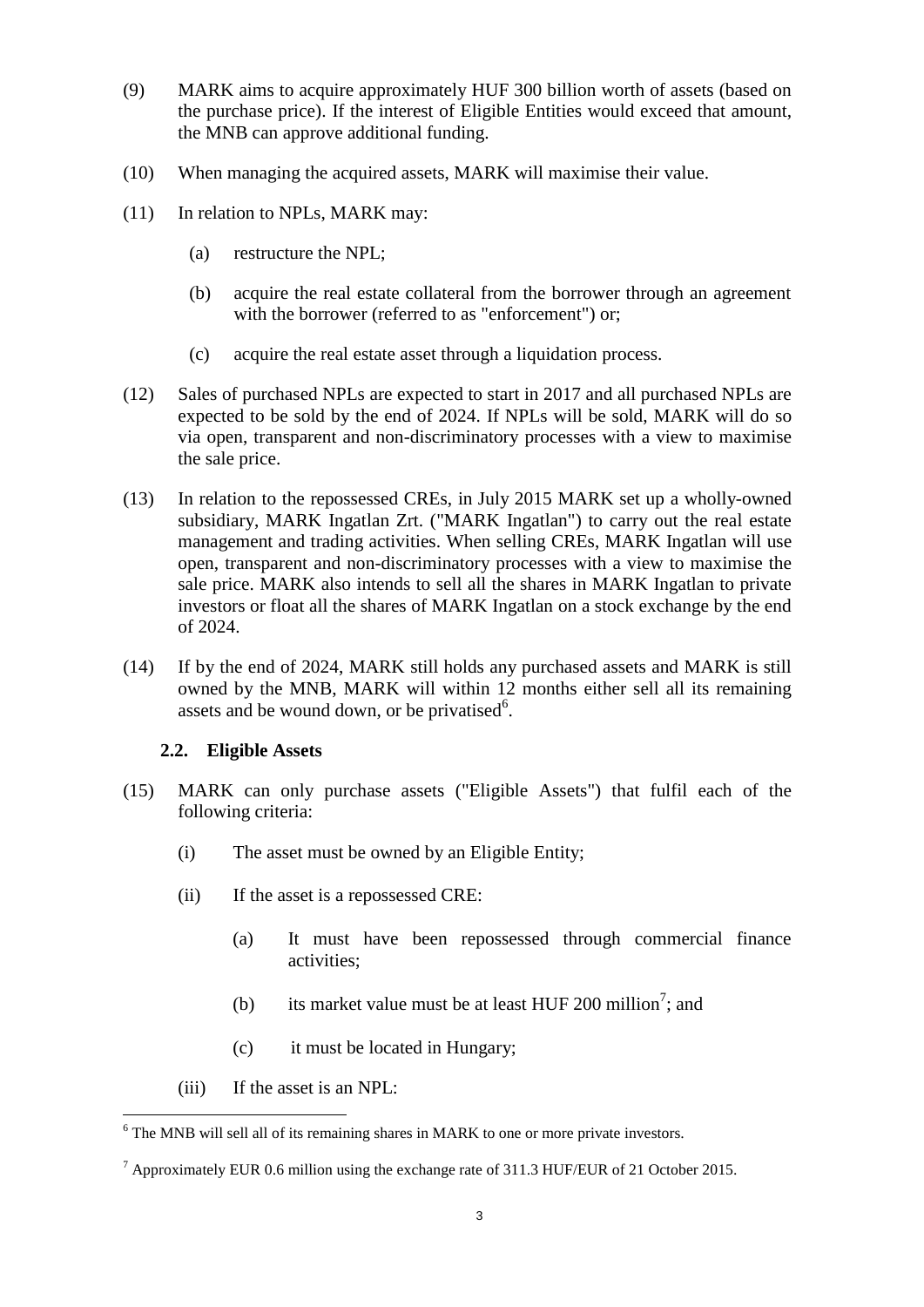(9) MARK aims to acquire approximately HUF 300 billion worth of assets (based on the purchase price). If the interest of Eligible Entities would exceed that amount, the MNB can approve additional funding.

(10) When managing the acquired assets, MARK will maximise their value.

(11) In relation to NPLs, MARK may:

   (a) restructure the NPL;

   (b) acquire the real estate collateral from the borrower through an agreement with the borrower (referred to as "enforcement") or;

   (c) acquire the real estate asset through a liquidation process.

(12) Sales of purchased NPLs are expected to start in 2017 and all purchased NPLs are expected to be sold by the end of 2024. If NPLs will be sold, MARK will do so via open, transparent and non-discriminatory processes with a view to maximise the sale price.

(13) In relation to the repossessed CREs, in July 2015 MARK set up a wholly-owned subsidiary, MARK Ingatlan Zrt. ("MARK Ingatlan") to carry out the real estate management and trading activities. When selling CREs, MARK Ingatlan will use open, transparent and non-discriminatory processes with a view to maximise the sale price. MARK also intends to sell all the shares in MARK Ingatlan to private investors or float all the shares of MARK Ingatlan on a stock exchange by the end of 2024.

(14) If by the end of 2024, MARK still holds any purchased assets and MARK is still owned by the MNB, MARK will within 12 months either sell all its remaining assets and be wound down, or be privatised[6].

### 2.2. Eligible Assets

(15) MARK can only purchase assets ("Eligible Assets") that fulfil each of the following criteria:

   (i) The asset must be owned by an Eligible Entity;

   (ii) If the asset is a repossessed CRE:

      (a) It must have been repossessed through commercial finance activities;

      (b) its market value must be at least HUF 200 million[7]; and

      (c) it must be located in Hungary;

   (iii) If the asset is an NPL:

---

[6] The MNB will sell all of its remaining shares in MARK to one or more private investors.

[7] Approximately EUR 0.6 million using the exchange rate of 311.3 HUF/EUR of 21 October 2015.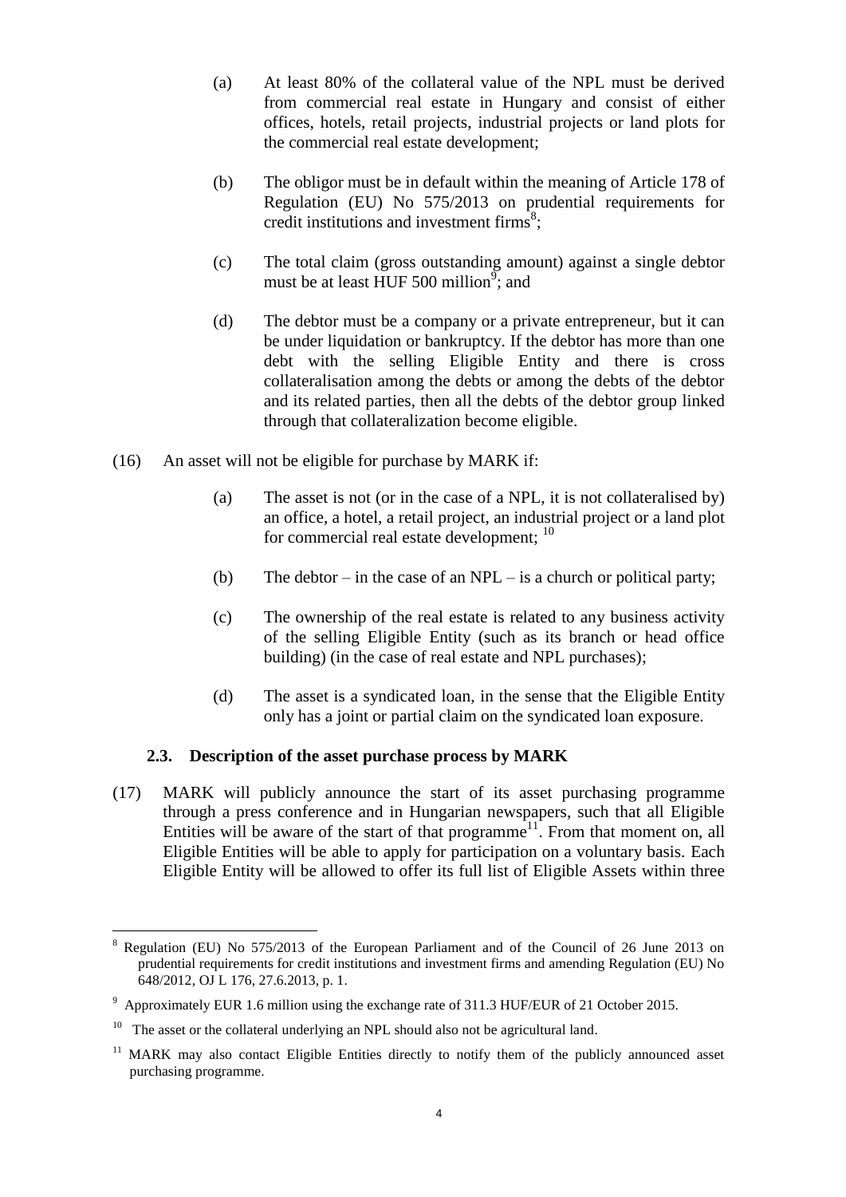(a) At least 80% of the collateral value of the NPL must be derived from commercial real estate in Hungary and consist of either offices, hotels, retail projects, industrial projects or land plots for the commercial real estate development;

(b) The obligor must be in default within the meaning of Article 178 of Regulation (EU) No 575/2013 on prudential requirements for credit institutions and investment firms[8];

(c) The total claim (gross outstanding amount) against a single debtor must be at least HUF 500 million[9]; and

(d) The debtor must be a company or a private entrepreneur, but it can be under liquidation or bankruptcy. If the debtor has more than one debt with the selling Eligible Entity and there is cross collateralisation among the debts or among the debts of the debtor and its related parties, then all the debts of the debtor group linked through that collateralization become eligible.

(16) An asset will not be eligible for purchase by MARK if:

(a) The asset is not (or in the case of a NPL, it is not collateralised by) an office, a hotel, a retail project, an industrial project or a land plot for commercial real estate development; [10]

(b) The debtor – in the case of an NPL – is a church or political party;

(c) The ownership of the real estate is related to any business activity of the selling Eligible Entity (such as its branch or head office building) (in the case of real estate and NPL purchases);

(d) The asset is a syndicated loan, in the sense that the Eligible Entity only has a joint or partial claim on the syndicated loan exposure.

### 2.3. Description of the asset purchase process by MARK

(17) MARK will publicly announce the start of its asset purchasing programme through a press conference and in Hungarian newspapers, such that all Eligible Entities will be aware of the start of that programme[11]. From that moment on, all Eligible Entities will be able to apply for participation on a voluntary basis. Each Eligible Entity will be allowed to offer its full list of Eligible Assets within three

---

[8] Regulation (EU) No 575/2013 of the European Parliament and of the Council of 26 June 2013 on prudential requirements for credit institutions and investment firms and amending Regulation (EU) No 648/2012, OJ L 176, 27.6.2013, p. 1.

[9] Approximately EUR 1.6 million using the exchange rate of 311.3 HUF/EUR of 21 October 2015.

[10] The asset or the collateral underlying an NPL should also not be agricultural land.

[11] MARK may also contact Eligible Entities directly to notify them of the publicly announced asset purchasing programme.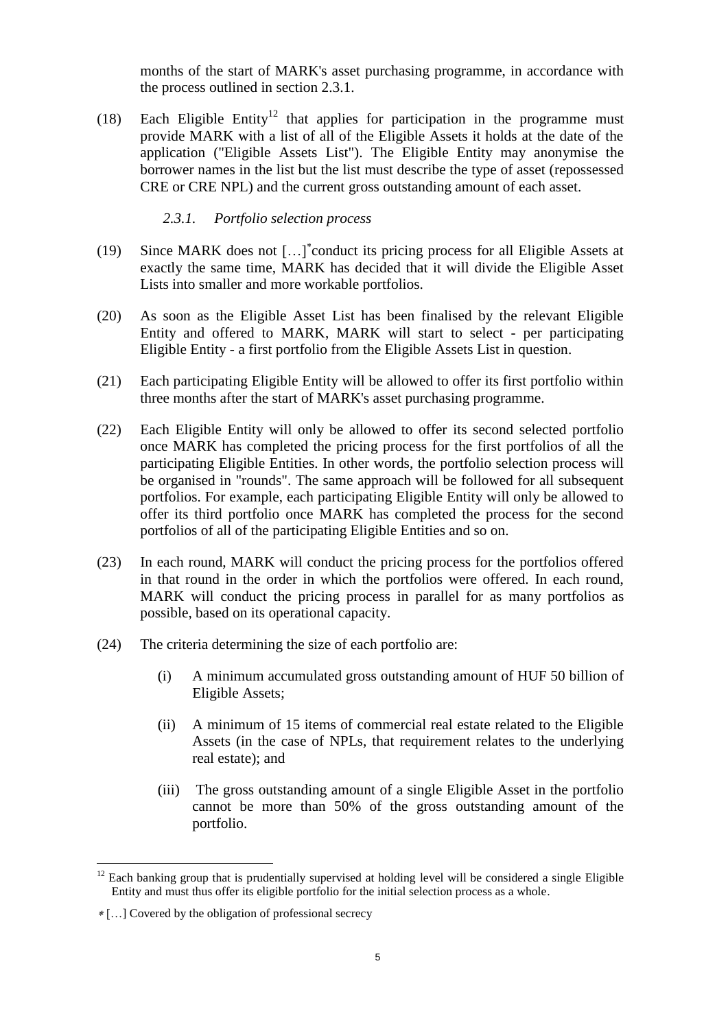months of the start of MARK's asset purchasing programme, in accordance with the process outlined in section 2.3.1.

(18) Each Eligible Entity[12] that applies for participation in the programme must provide MARK with a list of all of the Eligible Assets it holds at the date of the application ("Eligible Assets List"). The Eligible Entity may anonymise the borrower names in the list but the list must describe the type of asset (repossessed CRE or CRE NPL) and the current gross outstanding amount of each asset.

### *2.3.1. Portfolio selection process*

(19) Since MARK does not […][*] conduct its pricing process for all Eligible Assets at exactly the same time, MARK has decided that it will divide the Eligible Asset Lists into smaller and more workable portfolios.

(20) As soon as the Eligible Asset List has been finalised by the relevant Eligible Entity and offered to MARK, MARK will start to select - per participating Eligible Entity - a first portfolio from the Eligible Assets List in question.

(21) Each participating Eligible Entity will be allowed to offer its first portfolio within three months after the start of MARK's asset purchasing programme.

(22) Each Eligible Entity will only be allowed to offer its second selected portfolio once MARK has completed the pricing process for the first portfolios of all the participating Eligible Entities. In other words, the portfolio selection process will be organised in "rounds". The same approach will be followed for all subsequent portfolios. For example, each participating Eligible Entity will only be allowed to offer its third portfolio once MARK has completed the process for the second portfolios of all of the participating Eligible Entities and so on.

(23) In each round, MARK will conduct the pricing process for the portfolios offered in that round in the order in which the portfolios were offered. In each round, MARK will conduct the pricing process in parallel for as many portfolios as possible, based on its operational capacity.

(24) The criteria determining the size of each portfolio are:

(i) A minimum accumulated gross outstanding amount of HUF 50 billion of Eligible Assets;

(ii) A minimum of 15 items of commercial real estate related to the Eligible Assets (in the case of NPLs, that requirement relates to the underlying real estate); and

(iii) The gross outstanding amount of a single Eligible Asset in the portfolio cannot be more than 50% of the gross outstanding amount of the portfolio.

---

[12] Each banking group that is prudentially supervised at holding level will be considered a single Eligible Entity and must thus offer its eligible portfolio for the initial selection process as a whole.

[*] […] Covered by the obligation of professional secrecy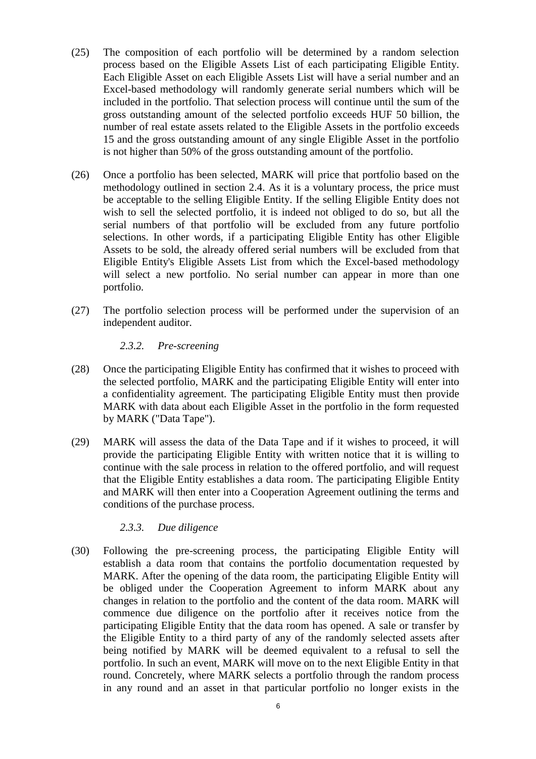(25) The composition of each portfolio will be determined by a random selection process based on the Eligible Assets List of each participating Eligible Entity. Each Eligible Asset on each Eligible Assets List will have a serial number and an Excel-based methodology will randomly generate serial numbers which will be included in the portfolio. That selection process will continue until the sum of the gross outstanding amount of the selected portfolio exceeds HUF 50 billion, the number of real estate assets related to the Eligible Assets in the portfolio exceeds 15 and the gross outstanding amount of any single Eligible Asset in the portfolio is not higher than 50% of the gross outstanding amount of the portfolio.

(26) Once a portfolio has been selected, MARK will price that portfolio based on the methodology outlined in section 2.4. As it is a voluntary process, the price must be acceptable to the selling Eligible Entity. If the selling Eligible Entity does not wish to sell the selected portfolio, it is indeed not obliged to do so, but all the serial numbers of that portfolio will be excluded from any future portfolio selections. In other words, if a participating Eligible Entity has other Eligible Assets to be sold, the already offered serial numbers will be excluded from that Eligible Entity's Eligible Assets List from which the Excel-based methodology will select a new portfolio. No serial number can appear in more than one portfolio.

(27) The portfolio selection process will be performed under the supervision of an independent auditor.

#### *2.3.2. Pre-screening*

(28) Once the participating Eligible Entity has confirmed that it wishes to proceed with the selected portfolio, MARK and the participating Eligible Entity will enter into a confidentiality agreement. The participating Eligible Entity must then provide MARK with data about each Eligible Asset in the portfolio in the form requested by MARK ("Data Tape").

(29) MARK will assess the data of the Data Tape and if it wishes to proceed, it will provide the participating Eligible Entity with written notice that it is willing to continue with the sale process in relation to the offered portfolio, and will request that the Eligible Entity establishes a data room. The participating Eligible Entity and MARK will then enter into a Cooperation Agreement outlining the terms and conditions of the purchase process.

#### *2.3.3. Due diligence*

(30) Following the pre-screening process, the participating Eligible Entity will establish a data room that contains the portfolio documentation requested by MARK. After the opening of the data room, the participating Eligible Entity will be obliged under the Cooperation Agreement to inform MARK about any changes in relation to the portfolio and the content of the data room. MARK will commence due diligence on the portfolio after it receives notice from the participating Eligible Entity that the data room has opened. A sale or transfer by the Eligible Entity to a third party of any of the randomly selected assets after being notified by MARK will be deemed equivalent to a refusal to sell the portfolio. In such an event, MARK will move on to the next Eligible Entity in that round. Concretely, where MARK selects a portfolio through the random process in any round and an asset in that particular portfolio no longer exists in the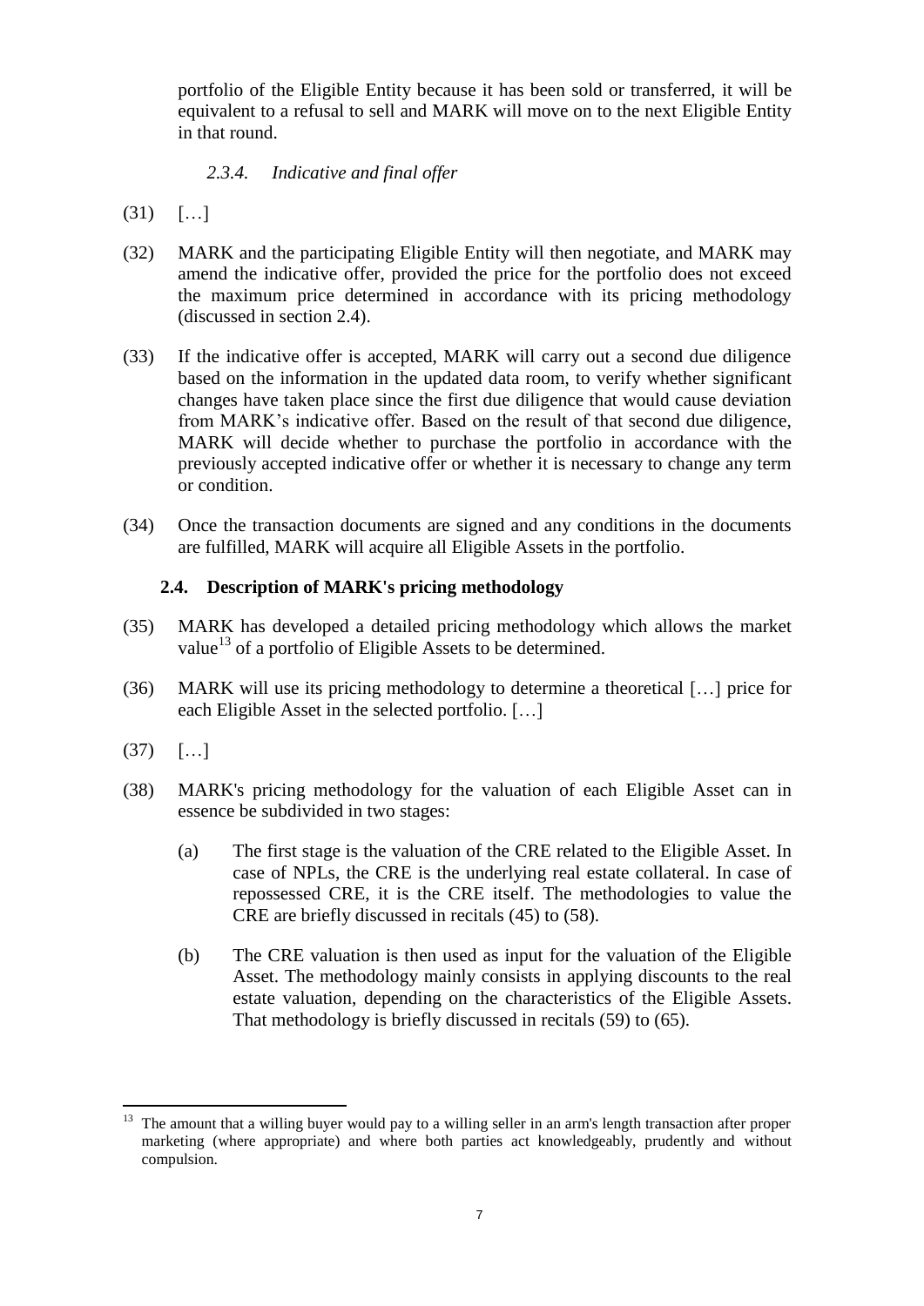portfolio of the Eligible Entity because it has been sold or transferred, it will be equivalent to a refusal to sell and MARK will move on to the next Eligible Entity in that round.

#### *2.3.4. Indicative and final offer*

(31) […]

(32) MARK and the participating Eligible Entity will then negotiate, and MARK may amend the indicative offer, provided the price for the portfolio does not exceed the maximum price determined in accordance with its pricing methodology (discussed in section 2.4).

(33) If the indicative offer is accepted, MARK will carry out a second due diligence based on the information in the updated data room, to verify whether significant changes have taken place since the first due diligence that would cause deviation from MARK's indicative offer. Based on the result of that second due diligence, MARK will decide whether to purchase the portfolio in accordance with the previously accepted indicative offer or whether it is necessary to change any term or condition.

(34) Once the transaction documents are signed and any conditions in the documents are fulfilled, MARK will acquire all Eligible Assets in the portfolio.

### 2.4. Description of MARK's pricing methodology

(35) MARK has developed a detailed pricing methodology which allows the market value[13] of a portfolio of Eligible Assets to be determined.

(36) MARK will use its pricing methodology to determine a theoretical […] price for each Eligible Asset in the selected portfolio. […]

(37) […]

(38) MARK's pricing methodology for the valuation of each Eligible Asset can in essence be subdivided in two stages:

(a) The first stage is the valuation of the CRE related to the Eligible Asset. In case of NPLs, the CRE is the underlying real estate collateral. In case of repossessed CRE, it is the CRE itself. The methodologies to value the CRE are briefly discussed in recitals (45) to (58).

(b) The CRE valuation is then used as input for the valuation of the Eligible Asset. The methodology mainly consists in applying discounts to the real estate valuation, depending on the characteristics of the Eligible Assets. That methodology is briefly discussed in recitals (59) to (65).

---

[13] The amount that a willing buyer would pay to a willing seller in an arm's length transaction after proper marketing (where appropriate) and where both parties act knowledgeably, prudently and without compulsion.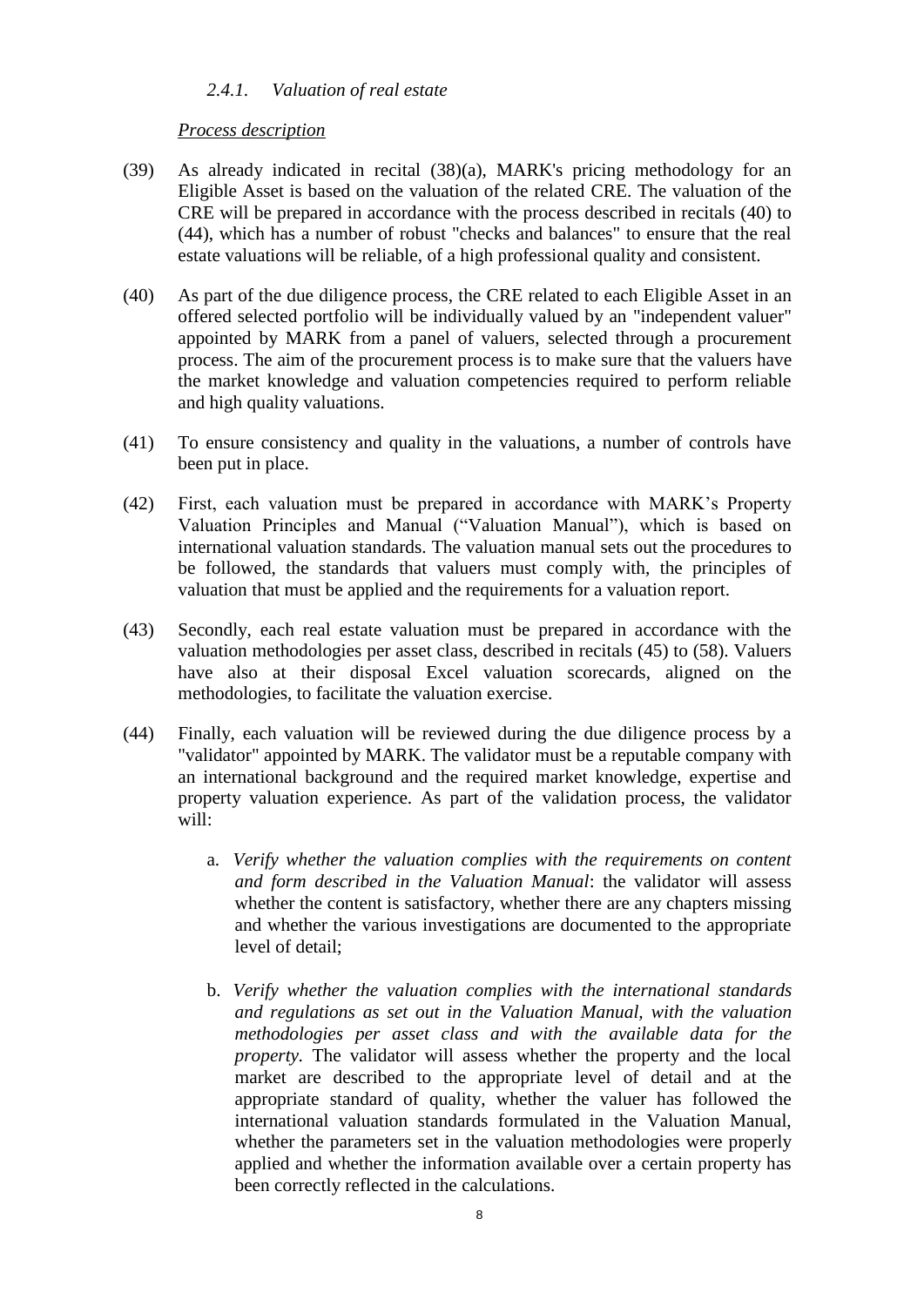#### *2.4.1. Valuation of real estate*

*Process description*

(39) As already indicated in recital (38)(a), MARK's pricing methodology for an Eligible Asset is based on the valuation of the related CRE. The valuation of the CRE will be prepared in accordance with the process described in recitals (40) to (44), which has a number of robust "checks and balances" to ensure that the real estate valuations will be reliable, of a high professional quality and consistent.

(40) As part of the due diligence process, the CRE related to each Eligible Asset in an offered selected portfolio will be individually valued by an "independent valuer" appointed by MARK from a panel of valuers, selected through a procurement process. The aim of the procurement process is to make sure that the valuers have the market knowledge and valuation competencies required to perform reliable and high quality valuations.

(41) To ensure consistency and quality in the valuations, a number of controls have been put in place.

(42) First, each valuation must be prepared in accordance with MARK's Property Valuation Principles and Manual ("Valuation Manual"), which is based on international valuation standards. The valuation manual sets out the procedures to be followed, the standards that valuers must comply with, the principles of valuation that must be applied and the requirements for a valuation report.

(43) Secondly, each real estate valuation must be prepared in accordance with the valuation methodologies per asset class, described in recitals (45) to (58). Valuers have also at their disposal Excel valuation scorecards, aligned on the methodologies, to facilitate the valuation exercise.

(44) Finally, each valuation will be reviewed during the due diligence process by a "validator" appointed by MARK. The validator must be a reputable company with an international background and the required market knowledge, expertise and property valuation experience. As part of the validation process, the validator will:

   a. *Verify whether the valuation complies with the requirements on content and form described in the Valuation Manual*: the validator will assess whether the content is satisfactory, whether there are any chapters missing and whether the various investigations are documented to the appropriate level of detail;

   b. *Verify whether the valuation complies with the international standards and regulations as set out in the Valuation Manual, with the valuation methodologies per asset class and with the available data for the property.* The validator will assess whether the property and the local market are described to the appropriate level of detail and at the appropriate standard of quality, whether the valuer has followed the international valuation standards formulated in the Valuation Manual, whether the parameters set in the valuation methodologies were properly applied and whether the information available over a certain property has been correctly reflected in the calculations.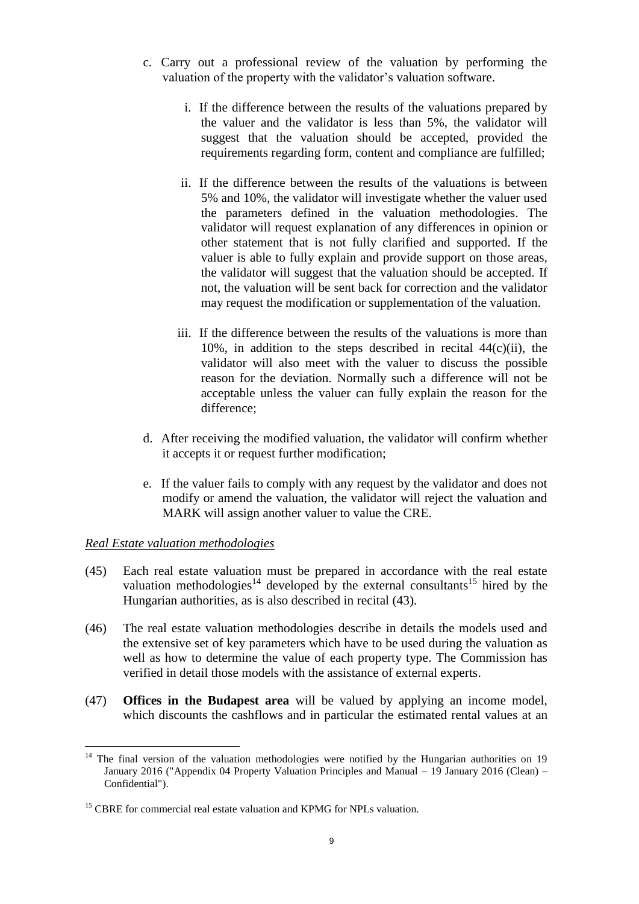c. Carry out a professional review of the valuation by performing the valuation of the property with the validator's valuation software.

   i. If the difference between the results of the valuations prepared by the valuer and the validator is less than 5%, the validator will suggest that the valuation should be accepted, provided the requirements regarding form, content and compliance are fulfilled;

   ii. If the difference between the results of the valuations is between 5% and 10%, the validator will investigate whether the valuer used the parameters defined in the valuation methodologies. The validator will request explanation of any differences in opinion or other statement that is not fully clarified and supported. If the valuer is able to fully explain and provide support on those areas, the validator will suggest that the valuation should be accepted. If not, the valuation will be sent back for correction and the validator may request the modification or supplementation of the valuation.

   iii. If the difference between the results of the valuations is more than 10%, in addition to the steps described in recital 44(c)(ii), the validator will also meet with the valuer to discuss the possible reason for the deviation. Normally such a difference will not be acceptable unless the valuer can fully explain the reason for the difference;

d. After receiving the modified valuation, the validator will confirm whether it accepts it or request further modification;

e. If the valuer fails to comply with any request by the validator and does not modify or amend the valuation, the validator will reject the valuation and MARK will assign another valuer to value the CRE.

*Real Estate valuation methodologies*

(45) Each real estate valuation must be prepared in accordance with the real estate valuation methodologies[14] developed by the external consultants[15] hired by the Hungarian authorities, as is also described in recital (43).

(46) The real estate valuation methodologies describe in details the models used and the extensive set of key parameters which have to be used during the valuation as well as how to determine the value of each property type. The Commission has verified in detail those models with the assistance of external experts.

(47) **Offices in the Budapest area** will be valued by applying an income model, which discounts the cashflows and in particular the estimated rental values at an

---

[14] The final version of the valuation methodologies were notified by the Hungarian authorities on 19 January 2016 ("Appendix 04 Property Valuation Principles and Manual – 19 January 2016 (Clean) – Confidential").

[15] CBRE for commercial real estate valuation and KPMG for NPLs valuation.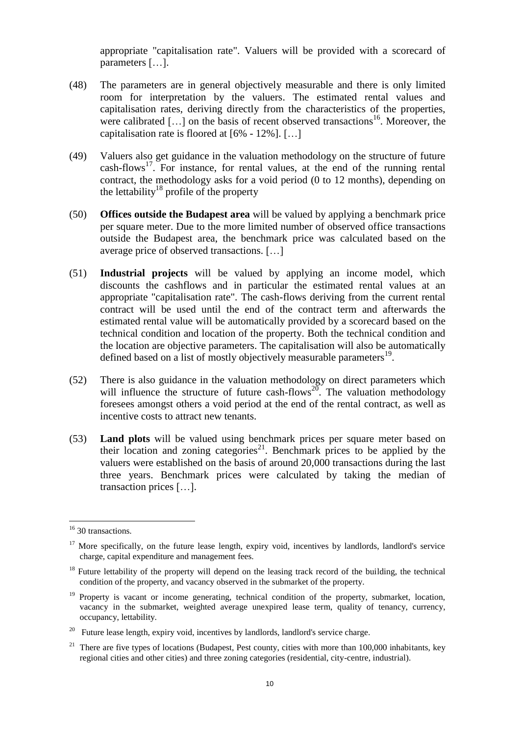appropriate "capitalisation rate". Valuers will be provided with a scorecard of parameters […].

(48) The parameters are in general objectively measurable and there is only limited room for interpretation by the valuers. The estimated rental values and capitalisation rates, deriving directly from the characteristics of the properties, were calibrated […] on the basis of recent observed transactions[16]. Moreover, the capitalisation rate is floored at [6% - 12%]. […]

(49) Valuers also get guidance in the valuation methodology on the structure of future cash-flows[17]. For instance, for rental values, at the end of the running rental contract, the methodology asks for a void period (0 to 12 months), depending on the lettability[18] profile of the property

(50) **Offices outside the Budapest area** will be valued by applying a benchmark price per square meter. Due to the more limited number of observed office transactions outside the Budapest area, the benchmark price was calculated based on the average price of observed transactions. […]

(51) **Industrial projects** will be valued by applying an income model, which discounts the cashflows and in particular the estimated rental values at an appropriate "capitalisation rate". The cash-flows deriving from the current rental contract will be used until the end of the contract term and afterwards the estimated rental value will be automatically provided by a scorecard based on the technical condition and location of the property. Both the technical condition and the location are objective parameters. The capitalisation will also be automatically defined based on a list of mostly objectively measurable parameters[19].

(52) There is also guidance in the valuation methodology on direct parameters which will influence the structure of future cash-flows[20]. The valuation methodology foresees amongst others a void period at the end of the rental contract, as well as incentive costs to attract new tenants.

(53) **Land plots** will be valued using benchmark prices per square meter based on their location and zoning categories[21]. Benchmark prices to be applied by the valuers were established on the basis of around 20,000 transactions during the last three years. Benchmark prices were calculated by taking the median of transaction prices […].

---

[16] 30 transactions.

[17] More specifically, on the future lease length, expiry void, incentives by landlords, landlord's service charge, capital expenditure and management fees.

[18] Future lettability of the property will depend on the leasing track record of the building, the technical condition of the property, and vacancy observed in the submarket of the property.

[19] Property is vacant or income generating, technical condition of the property, submarket, location, vacancy in the submarket, weighted average unexpired lease term, quality of tenancy, currency, occupancy, lettability.

[20] Future lease length, expiry void, incentives by landlords, landlord's service charge.

[21] There are five types of locations (Budapest, Pest county, cities with more than 100,000 inhabitants, key regional cities and other cities) and three zoning categories (residential, city-centre, industrial).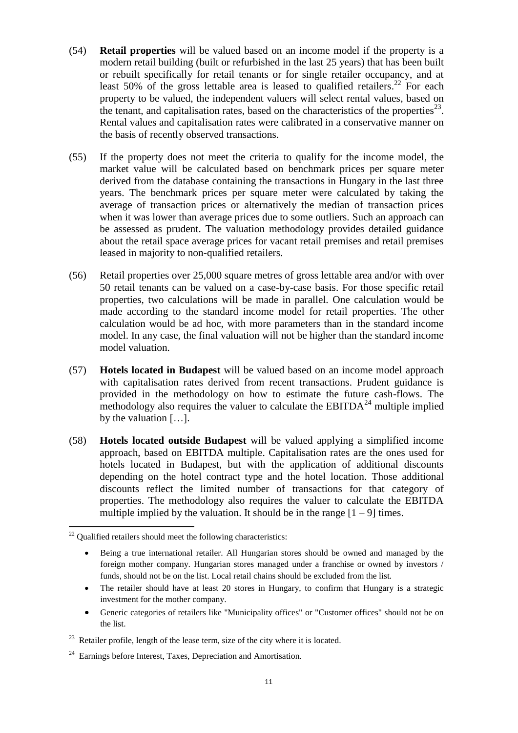(54) **Retail properties** will be valued based on an income model if the property is a modern retail building (built or refurbished in the last 25 years) that has been built or rebuilt specifically for retail tenants or for single retailer occupancy, and at least 50% of the gross lettable area is leased to qualified retailers.[22] For each property to be valued, the independent valuers will select rental values, based on the tenant, and capitalisation rates, based on the characteristics of the properties[23]. Rental values and capitalisation rates were calibrated in a conservative manner on the basis of recently observed transactions.

(55) If the property does not meet the criteria to qualify for the income model, the market value will be calculated based on benchmark prices per square meter derived from the database containing the transactions in Hungary in the last three years. The benchmark prices per square meter were calculated by taking the average of transaction prices or alternatively the median of transaction prices when it was lower than average prices due to some outliers. Such an approach can be assessed as prudent. The valuation methodology provides detailed guidance about the retail space average prices for vacant retail premises and retail premises leased in majority to non-qualified retailers.

(56) Retail properties over 25,000 square metres of gross lettable area and/or with over 50 retail tenants can be valued on a case-by-case basis. For those specific retail properties, two calculations will be made in parallel. One calculation would be made according to the standard income model for retail properties. The other calculation would be ad hoc, with more parameters than in the standard income model. In any case, the final valuation will not be higher than the standard income model valuation.

(57) **Hotels located in Budapest** will be valued based on an income model approach with capitalisation rates derived from recent transactions. Prudent guidance is provided in the methodology on how to estimate the future cash-flows. The methodology also requires the valuer to calculate the EBITDA[24] multiple implied by the valuation […].

(58) **Hotels located outside Budapest** will be valued applying a simplified income approach, based on EBITDA multiple. Capitalisation rates are the ones used for hotels located in Budapest, but with the application of additional discounts depending on the hotel contract type and the hotel location. Those additional discounts reflect the limited number of transactions for that category of properties. The methodology also requires the valuer to calculate the EBITDA multiple implied by the valuation. It should be in the range [1 – 9] times.

---

[22] Qualified retailers should meet the following characteristics:

- Being a true international retailer. All Hungarian stores should be owned and managed by the foreign mother company. Hungarian stores managed under a franchise or owned by investors / funds, should not be on the list. Local retail chains should be excluded from the list.
- The retailer should have at least 20 stores in Hungary, to confirm that Hungary is a strategic investment for the mother company.
- Generic categories of retailers like "Municipality offices" or "Customer offices" should not be on the list.

[23] Retailer profile, length of the lease term, size of the city where it is located.

[24] Earnings before Interest, Taxes, Depreciation and Amortisation.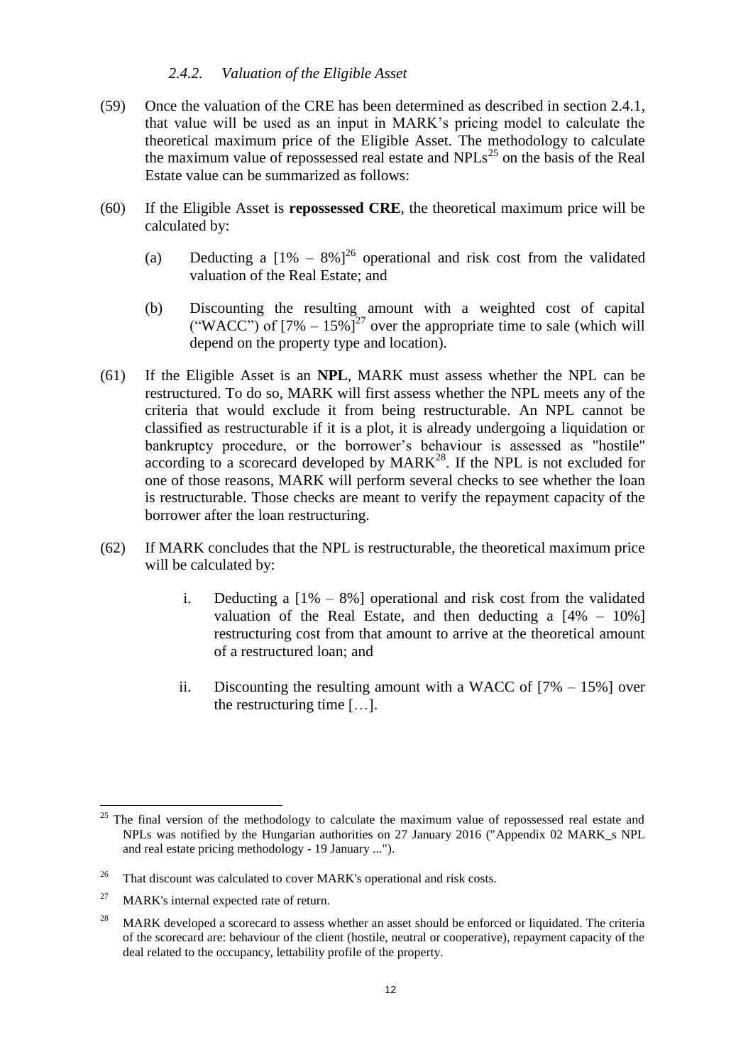#### *2.4.2. Valuation of the Eligible Asset*

(59) Once the valuation of the CRE has been determined as described in section 2.4.1, that value will be used as an input in MARK's pricing model to calculate the theoretical maximum price of the Eligible Asset. The methodology to calculate the maximum value of repossessed real estate and NPLs[25] on the basis of the Real Estate value can be summarized as follows:

(60) If the Eligible Asset is **repossessed CRE**, the theoretical maximum price will be calculated by:

(a) Deducting a [1% – 8%][26] operational and risk cost from the validated valuation of the Real Estate; and

(b) Discounting the resulting amount with a weighted cost of capital ("WACC") of [7% – 15%][27] over the appropriate time to sale (which will depend on the property type and location).

(61) If the Eligible Asset is an **NPL**, MARK must assess whether the NPL can be restructured. To do so, MARK will first assess whether the NPL meets any of the criteria that would exclude it from being restructurable. An NPL cannot be classified as restructurable if it is a plot, it is already undergoing a liquidation or bankruptcy procedure, or the borrower's behaviour is assessed as "hostile" according to a scorecard developed by MARK[28]. If the NPL is not excluded for one of those reasons, MARK will perform several checks to see whether the loan is restructurable. Those checks are meant to verify the repayment capacity of the borrower after the loan restructuring.

(62) If MARK concludes that the NPL is restructurable, the theoretical maximum price will be calculated by:

i. Deducting a [1% – 8%] operational and risk cost from the validated valuation of the Real Estate, and then deducting a [4% – 10%] restructuring cost from that amount to arrive at the theoretical amount of a restructured loan; and

ii. Discounting the resulting amount with a WACC of [7% – 15%] over the restructuring time […].

---

[25] The final version of the methodology to calculate the maximum value of repossessed real estate and NPLs was notified by the Hungarian authorities on 27 January 2016 ("Appendix 02 MARK_s NPL and real estate pricing methodology - 19 January ...").

[26] That discount was calculated to cover MARK's operational and risk costs.

[27] MARK's internal expected rate of return.

[28] MARK developed a scorecard to assess whether an asset should be enforced or liquidated. The criteria of the scorecard are: behaviour of the client (hostile, neutral or cooperative), repayment capacity of the deal related to the occupancy, lettability profile of the property.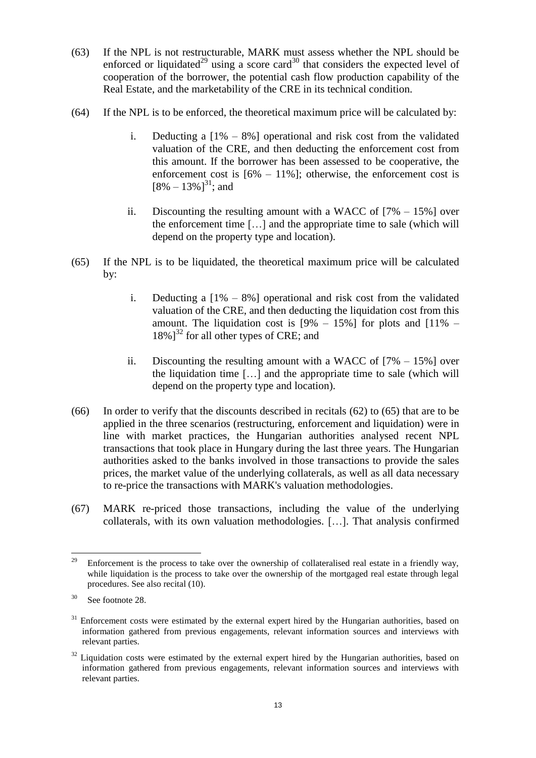(63) If the NPL is not restructurable, MARK must assess whether the NPL should be enforced or liquidated[29] using a score card[30] that considers the expected level of cooperation of the borrower, the potential cash flow production capability of the Real Estate, and the marketability of the CRE in its technical condition.

(64) If the NPL is to be enforced, the theoretical maximum price will be calculated by:

i. Deducting a [1% – 8%] operational and risk cost from the validated valuation of the CRE, and then deducting the enforcement cost from this amount. If the borrower has been assessed to be cooperative, the enforcement cost is [6% – 11%]; otherwise, the enforcement cost is [8% – 13%][31]; and

ii. Discounting the resulting amount with a WACC of [7% – 15%] over the enforcement time […] and the appropriate time to sale (which will depend on the property type and location).

(65) If the NPL is to be liquidated, the theoretical maximum price will be calculated by:

i. Deducting a [1% – 8%] operational and risk cost from the validated valuation of the CRE, and then deducting the liquidation cost from this amount. The liquidation cost is [9% – 15%] for plots and [11% – 18%][32] for all other types of CRE; and

ii. Discounting the resulting amount with a WACC of [7% – 15%] over the liquidation time […] and the appropriate time to sale (which will depend on the property type and location).

(66) In order to verify that the discounts described in recitals (62) to (65) that are to be applied in the three scenarios (restructuring, enforcement and liquidation) were in line with market practices, the Hungarian authorities analysed recent NPL transactions that took place in Hungary during the last three years. The Hungarian authorities asked to the banks involved in those transactions to provide the sales prices, the market value of the underlying collaterals, as well as all data necessary to re-price the transactions with MARK's valuation methodologies.

(67) MARK re-priced those transactions, including the value of the underlying collaterals, with its own valuation methodologies. […]. That analysis confirmed

---

[29] Enforcement is the process to take over the ownership of collateralised real estate in a friendly way, while liquidation is the process to take over the ownership of the mortgaged real estate through legal procedures. See also recital (10).

[30] See footnote 28.

[31] Enforcement costs were estimated by the external expert hired by the Hungarian authorities, based on information gathered from previous engagements, relevant information sources and interviews with relevant parties.

[32] Liquidation costs were estimated by the external expert hired by the Hungarian authorities, based on information gathered from previous engagements, relevant information sources and interviews with relevant parties.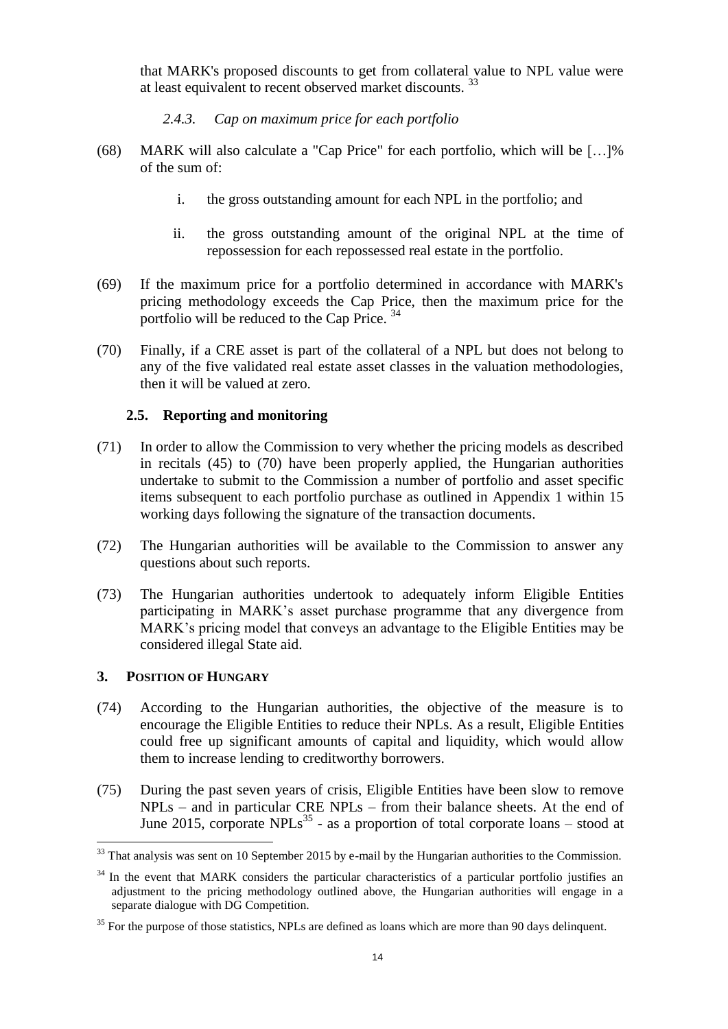that MARK's proposed discounts to get from collateral value to NPL value were at least equivalent to recent observed market discounts. [33]

#### *2.4.3. Cap on maximum price for each portfolio*

(68) MARK will also calculate a "Cap Price" for each portfolio, which will be […]% of the sum of:

i. the gross outstanding amount for each NPL in the portfolio; and

ii. the gross outstanding amount of the original NPL at the time of repossession for each repossessed real estate in the portfolio.

(69) If the maximum price for a portfolio determined in accordance with MARK's pricing methodology exceeds the Cap Price, then the maximum price for the portfolio will be reduced to the Cap Price. [34]

(70) Finally, if a CRE asset is part of the collateral of a NPL but does not belong to any of the five validated real estate asset classes in the valuation methodologies, then it will be valued at zero.

### 2.5. Reporting and monitoring

(71) In order to allow the Commission to very whether the pricing models as described in recitals (45) to (70) have been properly applied, the Hungarian authorities undertake to submit to the Commission a number of portfolio and asset specific items subsequent to each portfolio purchase as outlined in Appendix 1 within 15 working days following the signature of the transaction documents.

(72) The Hungarian authorities will be available to the Commission to answer any questions about such reports.

(73) The Hungarian authorities undertook to adequately inform Eligible Entities participating in MARK's asset purchase programme that any divergence from MARK's pricing model that conveys an advantage to the Eligible Entities may be considered illegal State aid.

## 3. Position of Hungary

(74) According to the Hungarian authorities, the objective of the measure is to encourage the Eligible Entities to reduce their NPLs. As a result, Eligible Entities could free up significant amounts of capital and liquidity, which would allow them to increase lending to creditworthy borrowers.

(75) During the past seven years of crisis, Eligible Entities have been slow to remove NPLs – and in particular CRE NPLs – from their balance sheets. At the end of June 2015, corporate NPLs[35] - as a proportion of total corporate loans – stood at

---

[33] That analysis was sent on 10 September 2015 by e-mail by the Hungarian authorities to the Commission.

[34] In the event that MARK considers the particular characteristics of a particular portfolio justifies an adjustment to the pricing methodology outlined above, the Hungarian authorities will engage in a separate dialogue with DG Competition.

[35] For the purpose of those statistics, NPLs are defined as loans which are more than 90 days delinquent.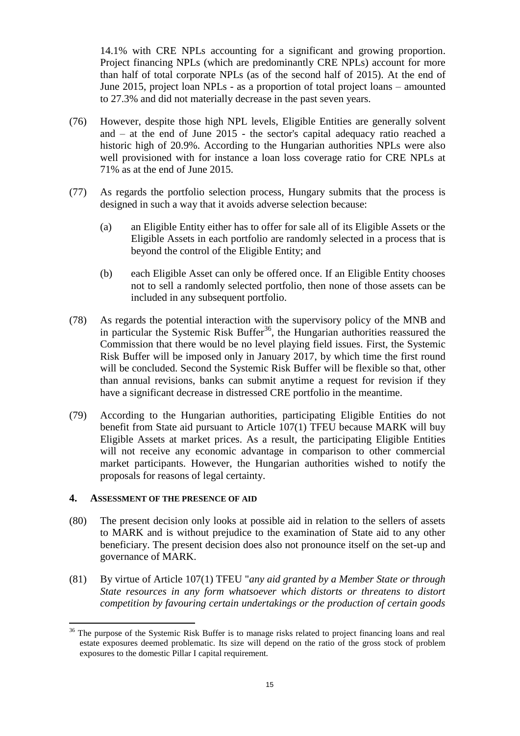14.1% with CRE NPLs accounting for a significant and growing proportion. Project financing NPLs (which are predominantly CRE NPLs) account for more than half of total corporate NPLs (as of the second half of 2015). At the end of June 2015, project loan NPLs - as a proportion of total project loans – amounted to 27.3% and did not materially decrease in the past seven years.

(76) However, despite those high NPL levels, Eligible Entities are generally solvent and – at the end of June 2015 - the sector's capital adequacy ratio reached a historic high of 20.9%. According to the Hungarian authorities NPLs were also well provisioned with for instance a loan loss coverage ratio for CRE NPLs at 71% as at the end of June 2015.

(77) As regards the portfolio selection process, Hungary submits that the process is designed in such a way that it avoids adverse selection because:

   (a) an Eligible Entity either has to offer for sale all of its Eligible Assets or the Eligible Assets in each portfolio are randomly selected in a process that is beyond the control of the Eligible Entity; and

   (b) each Eligible Asset can only be offered once. If an Eligible Entity chooses not to sell a randomly selected portfolio, then none of those assets can be included in any subsequent portfolio.

(78) As regards the potential interaction with the supervisory policy of the MNB and in particular the Systemic Risk Buffer[36], the Hungarian authorities reassured the Commission that there would be no level playing field issues. First, the Systemic Risk Buffer will be imposed only in January 2017, by which time the first round will be concluded. Second the Systemic Risk Buffer will be flexible so that, other than annual revisions, banks can submit anytime a request for revision if they have a significant decrease in distressed CRE portfolio in the meantime.

(79) According to the Hungarian authorities, participating Eligible Entities do not benefit from State aid pursuant to Article 107(1) TFEU because MARK will buy Eligible Assets at market prices. As a result, the participating Eligible Entities will not receive any economic advantage in comparison to other commercial market participants. However, the Hungarian authorities wished to notify the proposals for reasons of legal certainty.

## 4. ASSESSMENT OF THE PRESENCE OF AID

(80) The present decision only looks at possible aid in relation to the sellers of assets to MARK and is without prejudice to the examination of State aid to any other beneficiary. The present decision does also not pronounce itself on the set-up and governance of MARK.

(81) By virtue of Article 107(1) TFEU "*any aid granted by a Member State or through State resources in any form whatsoever which distorts or threatens to distort competition by favouring certain undertakings or the production of certain goods*

---

[36] The purpose of the Systemic Risk Buffer is to manage risks related to project financing loans and real estate exposures deemed problematic. Its size will depend on the ratio of the gross stock of problem exposures to the domestic Pillar I capital requirement.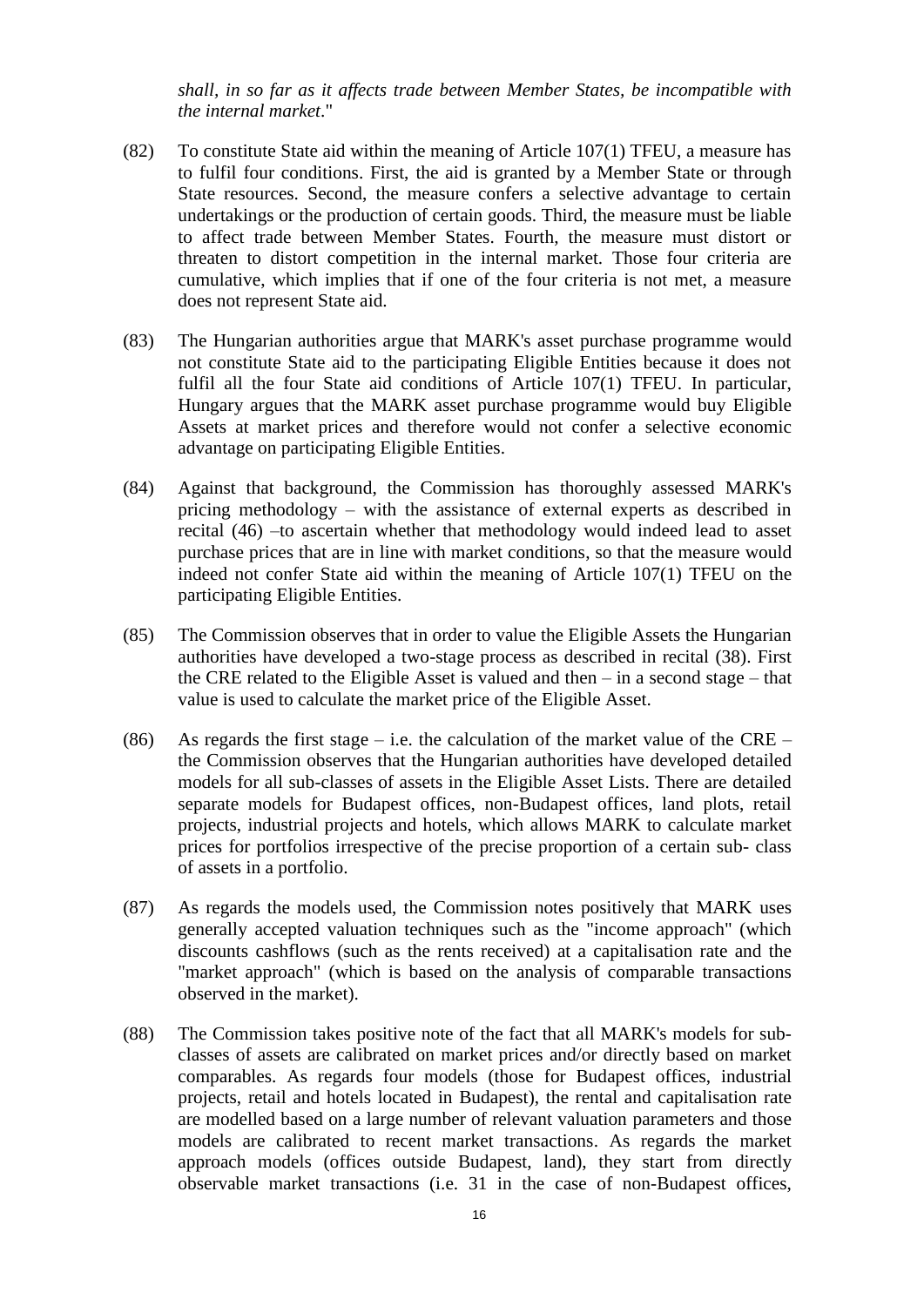*shall, in so far as it affects trade between Member States, be incompatible with the internal market*."

(82) To constitute State aid within the meaning of Article 107(1) TFEU, a measure has to fulfil four conditions. First, the aid is granted by a Member State or through State resources. Second, the measure confers a selective advantage to certain undertakings or the production of certain goods. Third, the measure must be liable to affect trade between Member States. Fourth, the measure must distort or threaten to distort competition in the internal market. Those four criteria are cumulative, which implies that if one of the four criteria is not met, a measure does not represent State aid.

(83) The Hungarian authorities argue that MARK's asset purchase programme would not constitute State aid to the participating Eligible Entities because it does not fulfil all the four State aid conditions of Article 107(1) TFEU. In particular, Hungary argues that the MARK asset purchase programme would buy Eligible Assets at market prices and therefore would not confer a selective economic advantage on participating Eligible Entities.

(84) Against that background, the Commission has thoroughly assessed MARK's pricing methodology – with the assistance of external experts as described in recital (46) –to ascertain whether that methodology would indeed lead to asset purchase prices that are in line with market conditions, so that the measure would indeed not confer State aid within the meaning of Article 107(1) TFEU on the participating Eligible Entities.

(85) The Commission observes that in order to value the Eligible Assets the Hungarian authorities have developed a two-stage process as described in recital (38). First the CRE related to the Eligible Asset is valued and then – in a second stage – that value is used to calculate the market price of the Eligible Asset.

(86) As regards the first stage – i.e. the calculation of the market value of the CRE – the Commission observes that the Hungarian authorities have developed detailed models for all sub-classes of assets in the Eligible Asset Lists. There are detailed separate models for Budapest offices, non-Budapest offices, land plots, retail projects, industrial projects and hotels, which allows MARK to calculate market prices for portfolios irrespective of the precise proportion of a certain sub- class of assets in a portfolio.

(87) As regards the models used, the Commission notes positively that MARK uses generally accepted valuation techniques such as the "income approach" (which discounts cashflows (such as the rents received) at a capitalisation rate and the "market approach" (which is based on the analysis of comparable transactions observed in the market).

(88) The Commission takes positive note of the fact that all MARK's models for sub-classes of assets are calibrated on market prices and/or directly based on market comparables. As regards four models (those for Budapest offices, industrial projects, retail and hotels located in Budapest), the rental and capitalisation rate are modelled based on a large number of relevant valuation parameters and those models are calibrated to recent market transactions. As regards the market approach models (offices outside Budapest, land), they start from directly observable market transactions (i.e. 31 in the case of non-Budapest offices,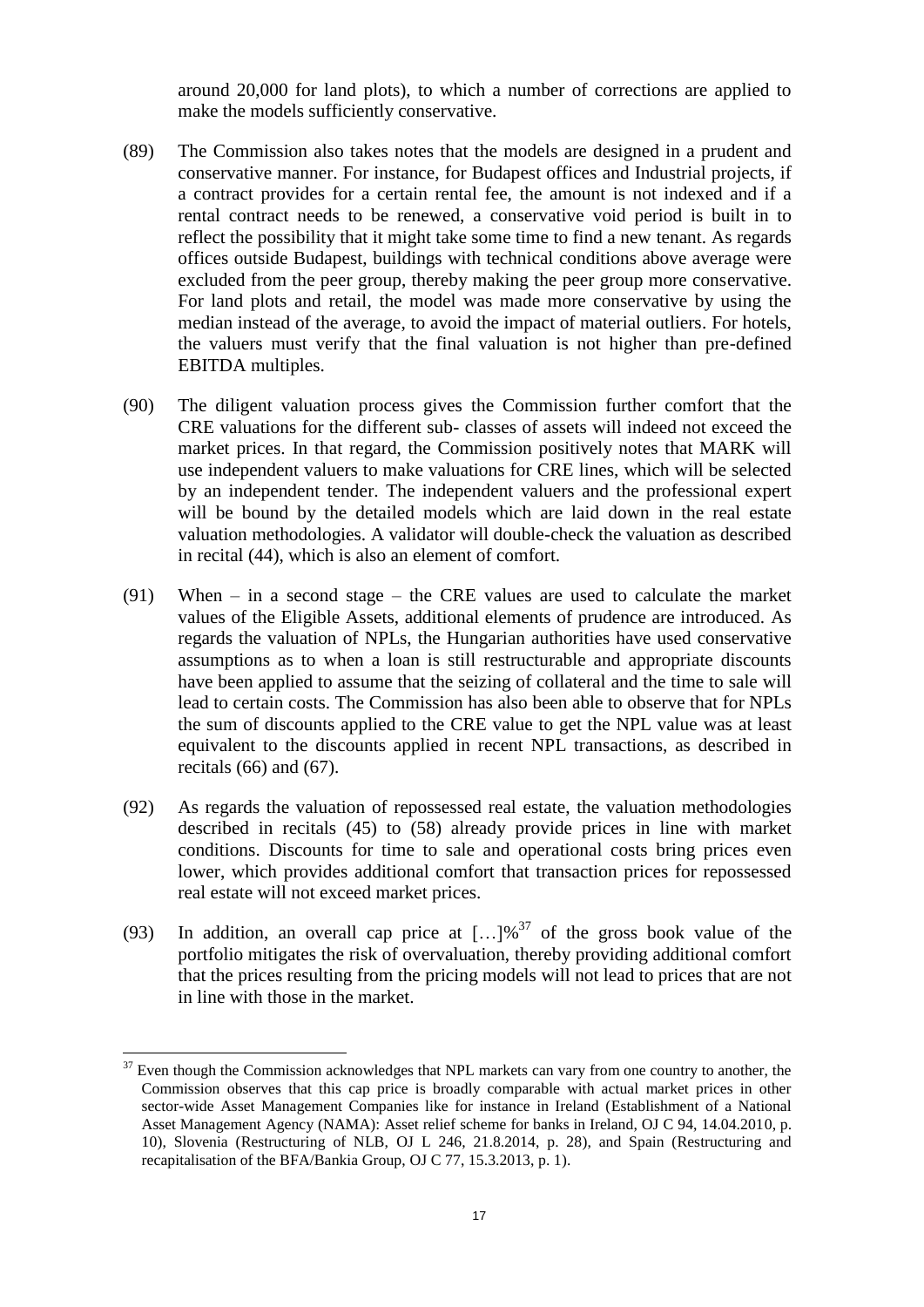around 20,000 for land plots), to which a number of corrections are applied to make the models sufficiently conservative.

(89) The Commission also takes notes that the models are designed in a prudent and conservative manner. For instance, for Budapest offices and Industrial projects, if a contract provides for a certain rental fee, the amount is not indexed and if a rental contract needs to be renewed, a conservative void period is built in to reflect the possibility that it might take some time to find a new tenant. As regards offices outside Budapest, buildings with technical conditions above average were excluded from the peer group, thereby making the peer group more conservative. For land plots and retail, the model was made more conservative by using the median instead of the average, to avoid the impact of material outliers. For hotels, the valuers must verify that the final valuation is not higher than pre-defined EBITDA multiples.

(90) The diligent valuation process gives the Commission further comfort that the CRE valuations for the different sub- classes of assets will indeed not exceed the market prices. In that regard, the Commission positively notes that MARK will use independent valuers to make valuations for CRE lines, which will be selected by an independent tender. The independent valuers and the professional expert will be bound by the detailed models which are laid down in the real estate valuation methodologies. A validator will double-check the valuation as described in recital (44), which is also an element of comfort.

(91) When – in a second stage – the CRE values are used to calculate the market values of the Eligible Assets, additional elements of prudence are introduced. As regards the valuation of NPLs, the Hungarian authorities have used conservative assumptions as to when a loan is still restructurable and appropriate discounts have been applied to assume that the seizing of collateral and the time to sale will lead to certain costs. The Commission has also been able to observe that for NPLs the sum of discounts applied to the CRE value to get the NPL value was at least equivalent to the discounts applied in recent NPL transactions, as described in recitals (66) and (67).

(92) As regards the valuation of repossessed real estate, the valuation methodologies described in recitals (45) to (58) already provide prices in line with market conditions. Discounts for time to sale and operational costs bring prices even lower, which provides additional comfort that transaction prices for repossessed real estate will not exceed market prices.

(93) In addition, an overall cap price at […]%[37] of the gross book value of the portfolio mitigates the risk of overvaluation, thereby providing additional comfort that the prices resulting from the pricing models will not lead to prices that are not in line with those in the market.

---

[37] Even though the Commission acknowledges that NPL markets can vary from one country to another, the Commission observes that this cap price is broadly comparable with actual market prices in other sector-wide Asset Management Companies like for instance in Ireland (Establishment of a National Asset Management Agency (NAMA): Asset relief scheme for banks in Ireland, OJ C 94, 14.04.2010, p. 10), Slovenia (Restructuring of NLB, OJ L 246, 21.8.2014, p. 28), and Spain (Restructuring and recapitalisation of the BFA/Bankia Group, OJ C 77, 15.3.2013, p. 1).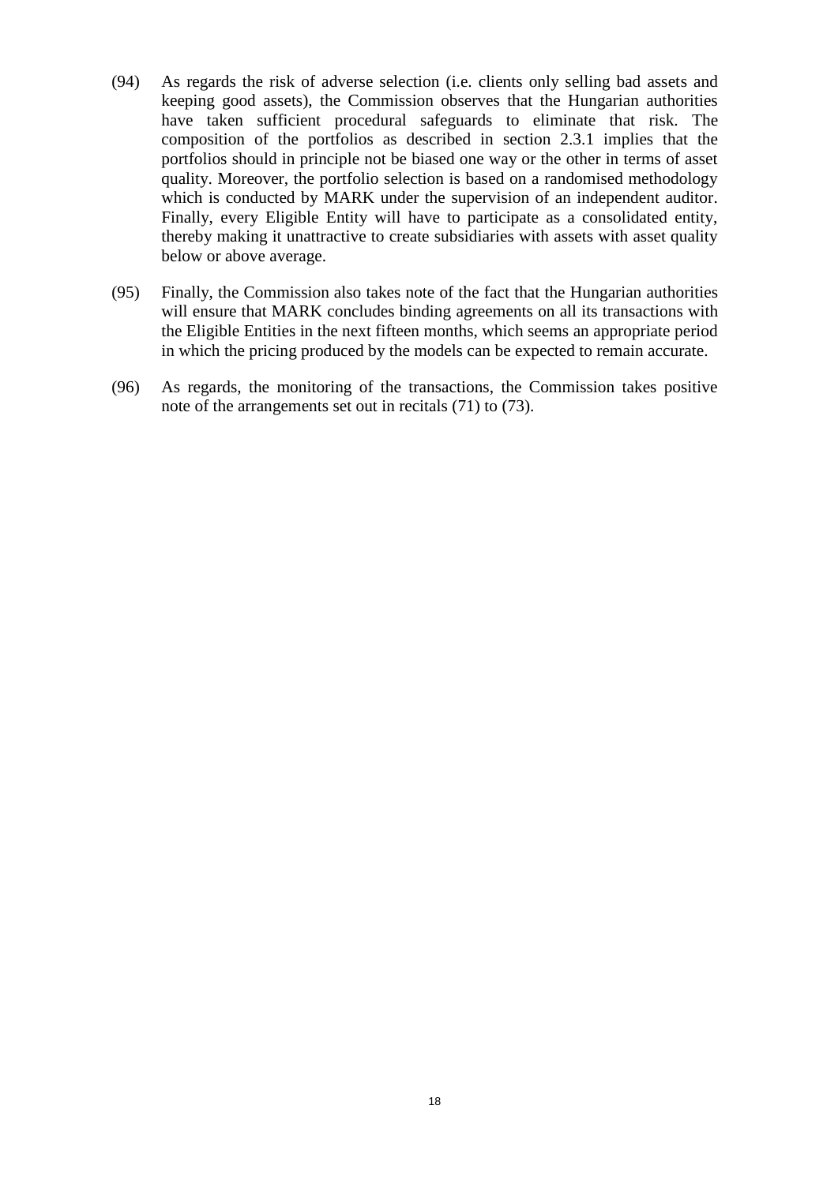(94) As regards the risk of adverse selection (i.e. clients only selling bad assets and keeping good assets), the Commission observes that the Hungarian authorities have taken sufficient procedural safeguards to eliminate that risk. The composition of the portfolios as described in section 2.3.1 implies that the portfolios should in principle not be biased one way or the other in terms of asset quality. Moreover, the portfolio selection is based on a randomised methodology which is conducted by MARK under the supervision of an independent auditor. Finally, every Eligible Entity will have to participate as a consolidated entity, thereby making it unattractive to create subsidiaries with assets with asset quality below or above average.

(95) Finally, the Commission also takes note of the fact that the Hungarian authorities will ensure that MARK concludes binding agreements on all its transactions with the Eligible Entities in the next fifteen months, which seems an appropriate period in which the pricing produced by the models can be expected to remain accurate.

(96) As regards, the monitoring of the transactions, the Commission takes positive note of the arrangements set out in recitals (71) to (73).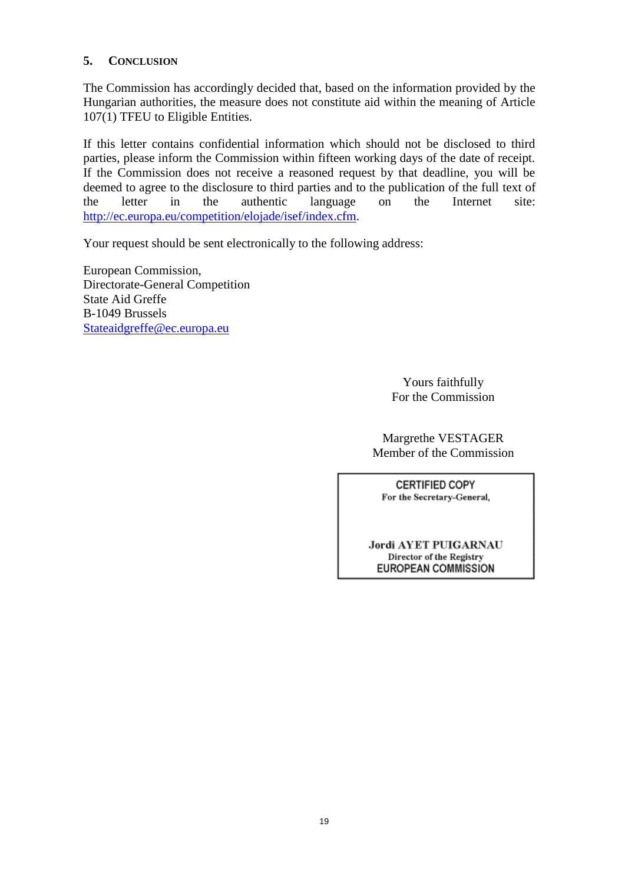## 5. CONCLUSION

The Commission has accordingly decided that, based on the information provided by the Hungarian authorities, the measure does not constitute aid within the meaning of Article 107(1) TFEU to Eligible Entities.

If this letter contains confidential information which should not be disclosed to third parties, please inform the Commission within fifteen working days of the date of receipt. If the Commission does not receive a reasoned request by that deadline, you will be deemed to agree to the disclosure to third parties and to the publication of the full text of the letter in the authentic language on the Internet site: http://ec.europa.eu/competition/elojade/isef/index.cfm.

Your request should be sent electronically to the following address:

European Commission,
Directorate-General Competition
State Aid Greffe
B-1049 Brussels
Stateaidgreffe@ec.europa.eu

Yours faithfully
For the Commission

Margrethe VESTAGER
Member of the Commission

CERTIFIED COPY
For the Secretary-General,

Jordi AYET PUIGARNAU
Director of the Registry
EUROPEAN COMMISSION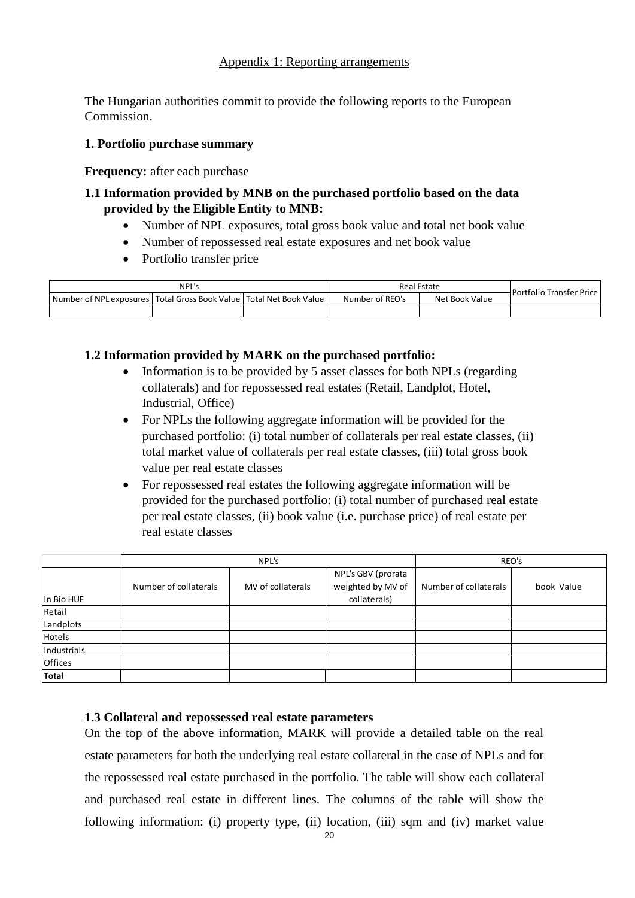Appendix 1: Reporting arrangements

The Hungarian authorities commit to provide the following reports to the European Commission.

**1. Portfolio purchase summary**

**Frequency:** after each purchase

**1.1 Information provided by MNB on the purchased portfolio based on the data provided by the Eligible Entity to MNB:**

- Number of NPL exposures, total gross book value and total net book value
- Number of repossessed real estate exposures and net book value
- Portfolio transfer price

| NPL's | | | Real Estate | | Portfolio Transfer Price |
|---|---|---|---|---|---|
| Number of NPL exposures | Total Gross Book Value | Total Net Book Value | Number of REO's | Net Book Value | |
| | | | | | |

**1.2 Information provided by MARK on the purchased portfolio:**

- Information is to be provided by 5 asset classes for both NPLs (regarding collaterals) and for repossessed real estates (Retail, Landplot, Hotel, Industrial, Office)
- For NPLs the following aggregate information will be provided for the purchased portfolio: (i) total number of collaterals per real estate classes, (ii) total market value of collaterals per real estate classes, (iii) total gross book value per real estate classes
- For repossessed real estates the following aggregate information will be provided for the purchased portfolio: (i) total number of purchased real estate per real estate classes, (ii) book value (i.e. purchase price) of real estate per real estate classes

| | NPL's | | | REO's | |
|---|---|---|---|---|---|
| In Bio HUF | Number of collaterals | MV of collaterals | NPL's GBV (prorata weighted by MV of collaterals) | Number of collaterals | book Value |
| Retail | | | | | |
| Landplots | | | | | |
| Hotels | | | | | |
| Industrials | | | | | |
| Offices | | | | | |
| **Total** | | | | | |

**1.3 Collateral and repossessed real estate parameters**

On the top of the above information, MARK will provide a detailed table on the real estate parameters for both the underlying real estate collateral in the case of NPLs and for the repossessed real estate purchased in the portfolio. The table will show each collateral and purchased real estate in different lines. The columns of the table will show the following information: (i) property type, (ii) location, (iii) sqm and (iv) market value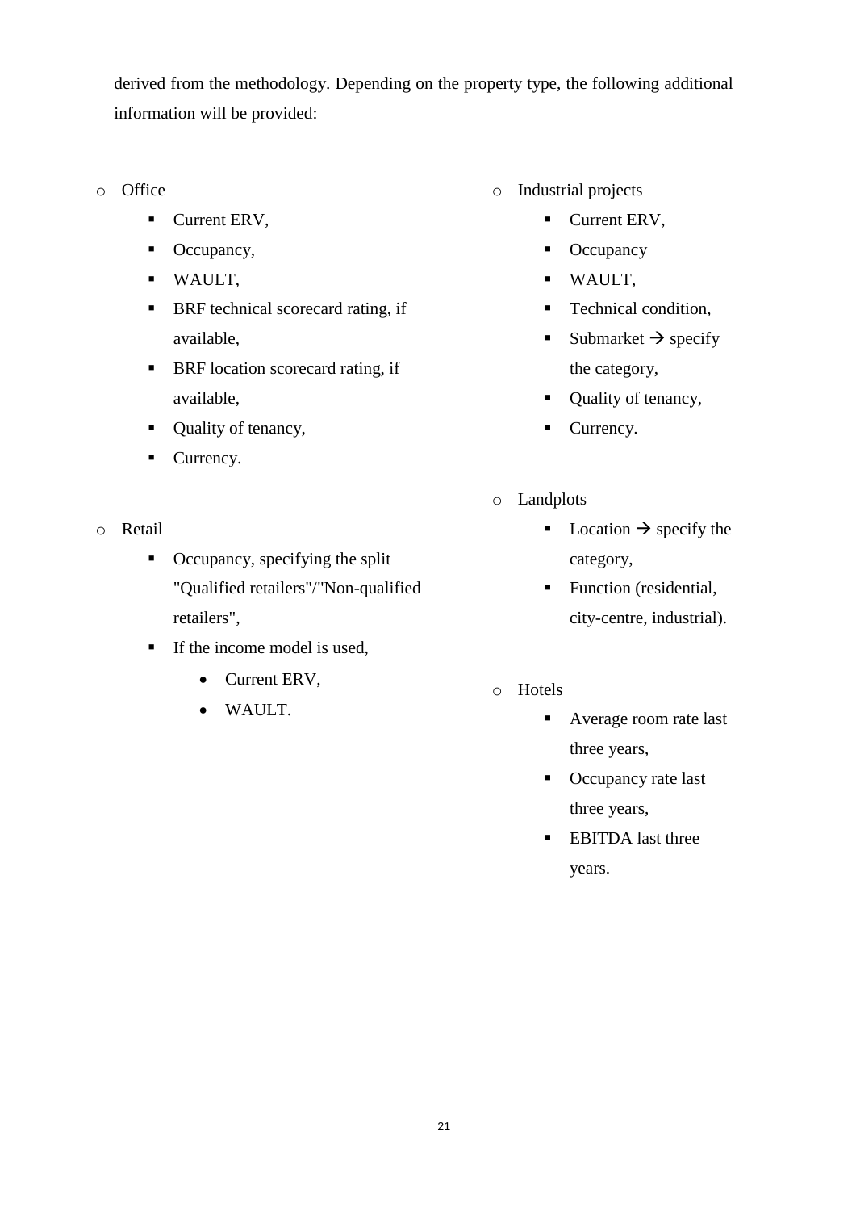derived from the methodology. Depending on the property type, the following additional information will be provided:

- Office
  - Current ERV,
  - Occupancy,
  - WAULT,
  - BRF technical scorecard rating, if available,
  - BRF location scorecard rating, if available,
  - Quality of tenancy,
  - Currency.

- Retail
  - Occupancy, specifying the split "Qualified retailers"/"Non-qualified retailers",
  - If the income model is used,
    - Current ERV,
    - WAULT.

- Industrial projects
  - Current ERV,
  - Occupancy
  - WAULT,
  - Technical condition,
  - Submarket → specify the category,
  - Quality of tenancy,
  - Currency.

- Landplots
  - Location → specify the category,
  - Function (residential, city-centre, industrial).

- Hotels
  - Average room rate last three years,
  - Occupancy rate last three years,
  - EBITDA last three years.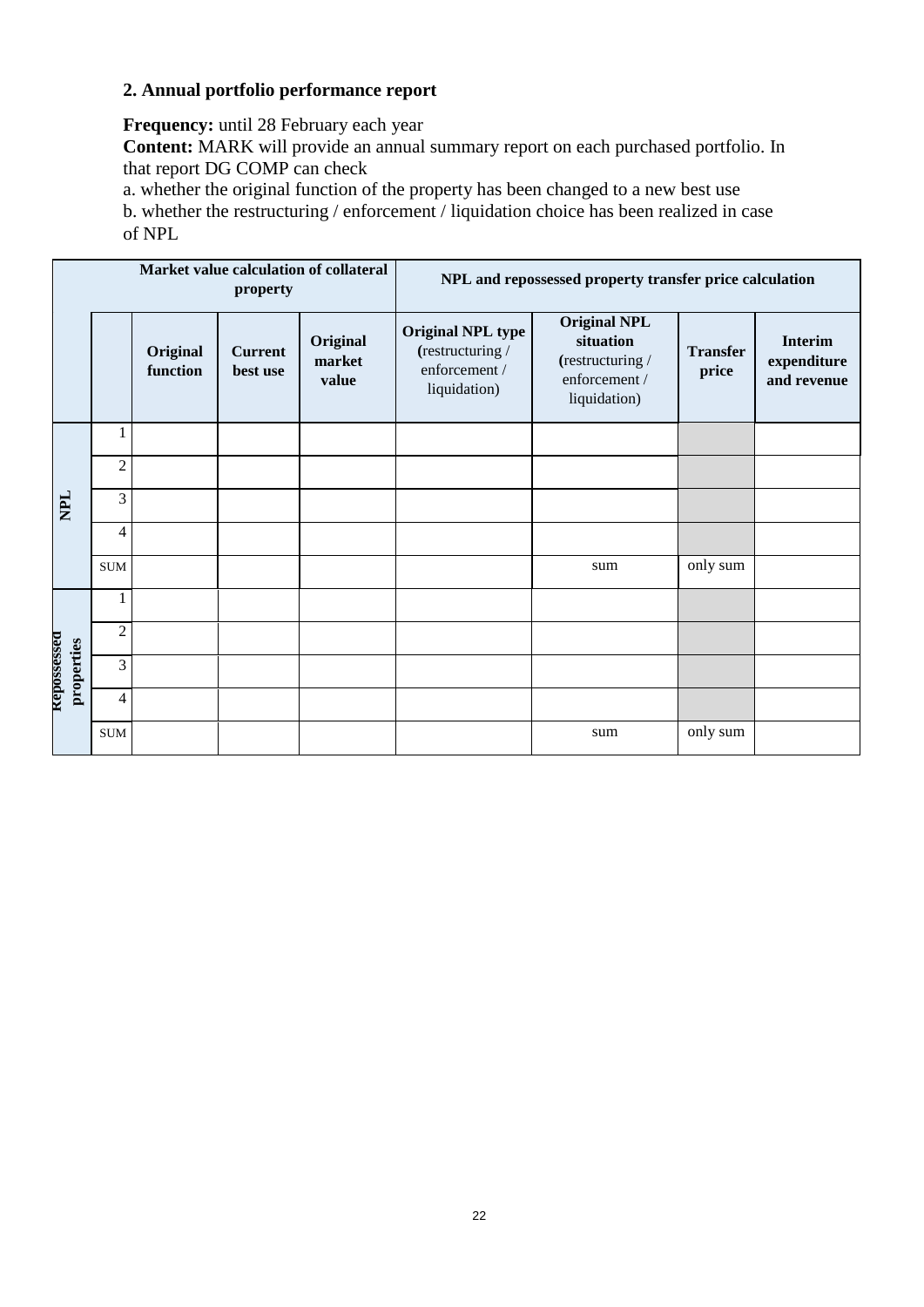**2. Annual portfolio performance report**

**Frequency:** until 28 February each year
**Content:** MARK will provide an annual summary report on each purchased portfolio. In that report DG COMP can check

a. whether the original function of the property has been changed to a new best use
b. whether the restructuring / enforcement / liquidation choice has been realized in case of NPL

| | | Market value calculation of collateral property | | | NPL and repossessed property transfer price calculation | | | |
|---|---|---|---|---|---|---|---|---|
| | | **Original function** | **Current best use** | **Original market value** | **Original NPL type** (restructuring / enforcement / liquidation) | **Original NPL situation** (restructuring / enforcement / liquidation) | **Transfer price** | **Interim expenditure and revenue** |
| **NPL** | 1 | | | | | | | |
| | 2 | | | | | | | |
| | 3 | | | | | | | |
| | 4 | | | | | | | |
| | SUM | | | | | sum | only sum | |
| **Repossessed properties** | 1 | | | | | | | |
| | 2 | | | | | | | |
| | 3 | | | | | | | |
| | 4 | | | | | | | |
| | SUM | | | | | sum | only sum | |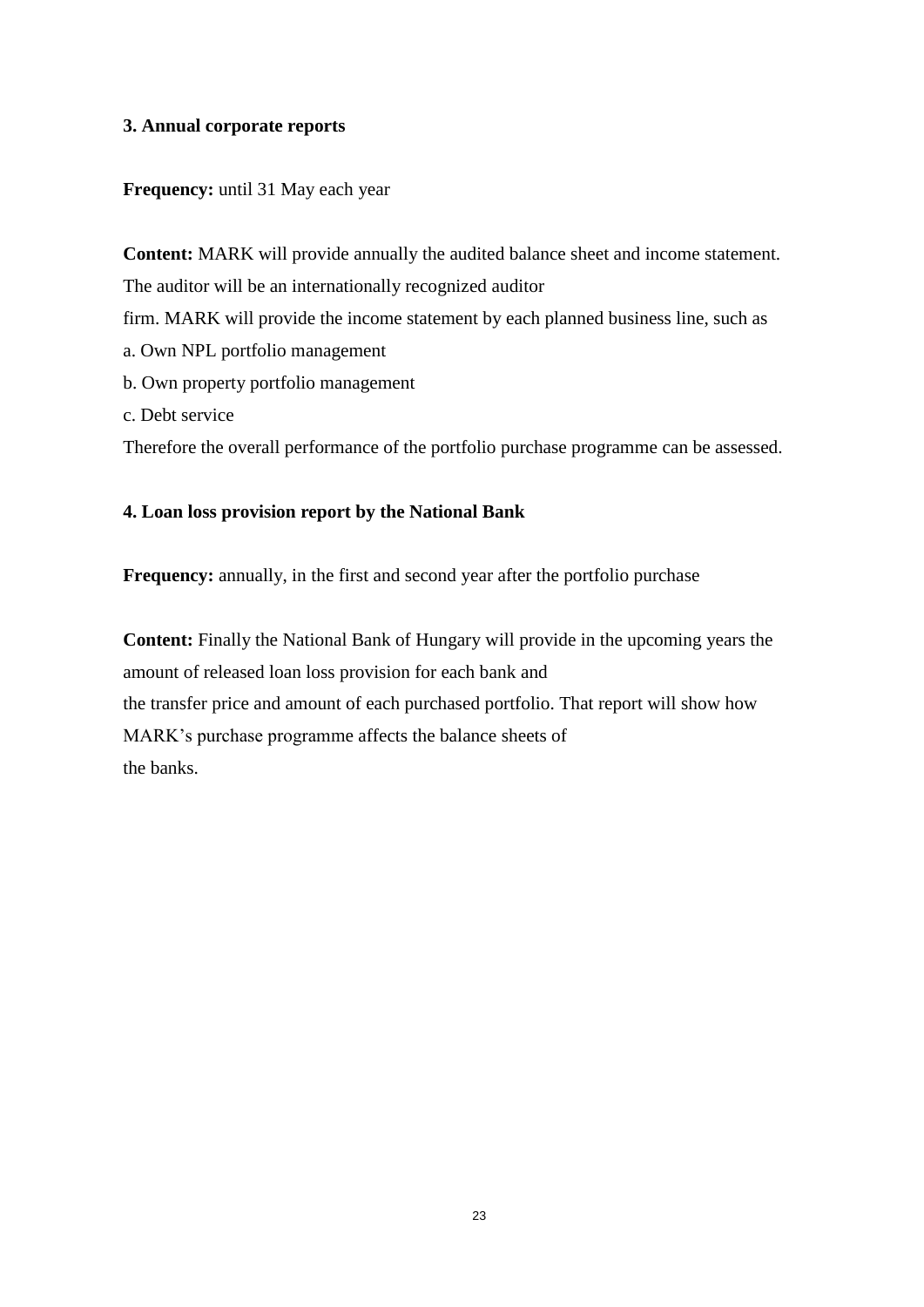### 3. Annual corporate reports

**Frequency:** until 31 May each year

**Content:** MARK will provide annually the audited balance sheet and income statement. The auditor will be an internationally recognized auditor firm. MARK will provide the income statement by each planned business line, such as

a. Own NPL portfolio management

b. Own property portfolio management

c. Debt service

Therefore the overall performance of the portfolio purchase programme can be assessed.

### 4. Loan loss provision report by the National Bank

**Frequency:** annually, in the first and second year after the portfolio purchase

**Content:** Finally the National Bank of Hungary will provide in the upcoming years the amount of released loan loss provision for each bank and the transfer price and amount of each purchased portfolio. That report will show how MARK's purchase programme affects the balance sheets of the banks.